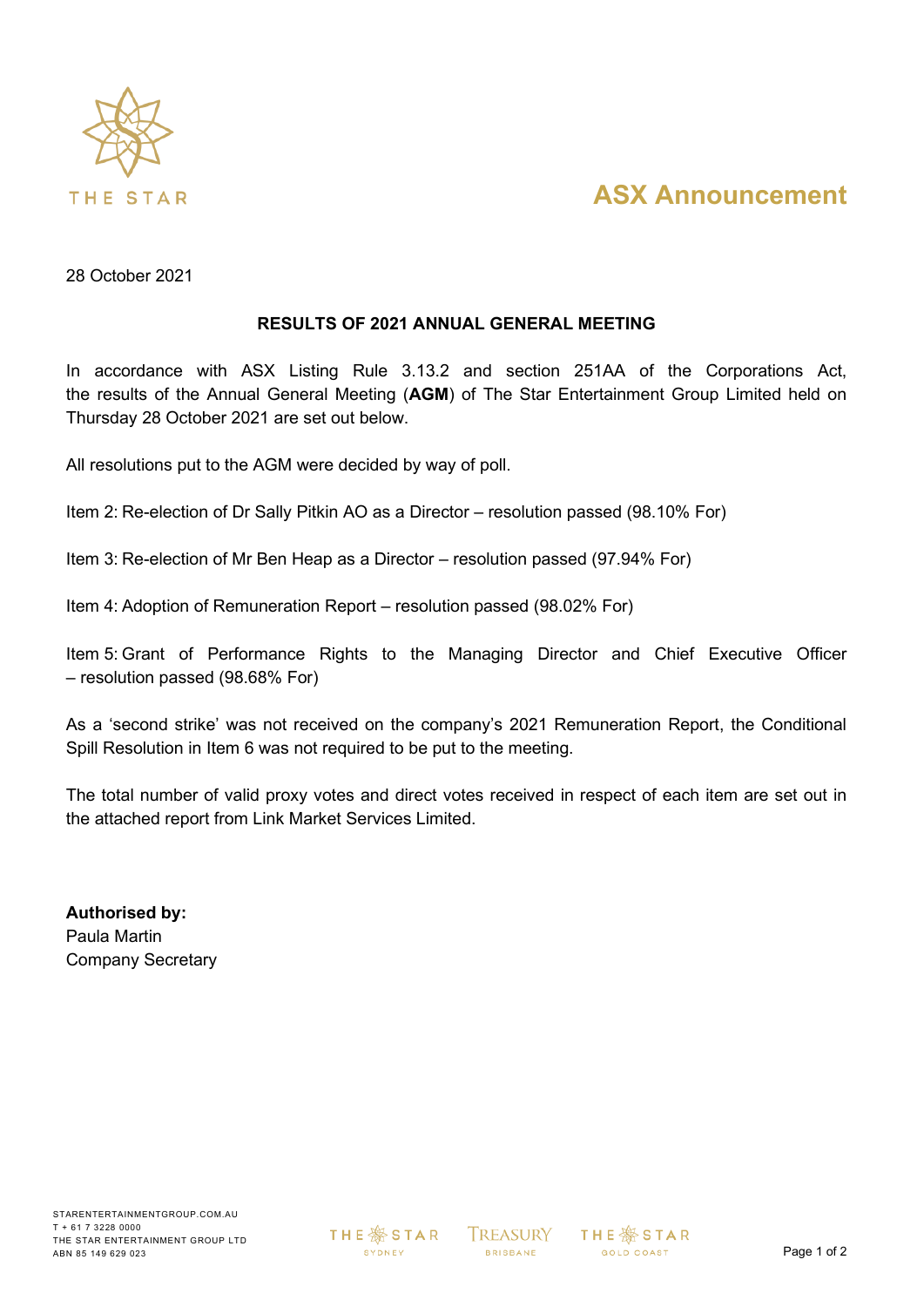# ASX Announcement

28 October 2021

## RESULTS OF 2021 ANNUAL GENERAL MEETING

In accordance with ASX Listing Rule 3.13.2 and section 251AA of the Corporations Act, the results of the Annual General Meeting (**AGM**) of The Star Entertainment Group Limited held on Thursday 28 October 2021 are set out below.

All resolutions put to the AGM were decided by way of poll.

Item 2: Re-election of Dr Sally Pitkin AO as a Director – resolution passed (98.10% For)

Item 3: Re-election of Mr Ben Heap as a Director – resolution passed (97.94% For)

Item 4: Adoption of Remuneration Report – resolution passed (98.02% For)

Item 5: Grant of Performance Rights to the Managing Director and Chief Executive Officer – resolution passed (98.68% For)

As a 'second strike' was not received on the company's 2021 Remuneration Report, the Conditional Spill Resolution in Item 6 was not required to be put to the meeting.

The total number of valid proxy votes and direct votes received in respect of each item are set out in the attached report from Link Market Services Limited.

**Authorised by:**
Paula Martin
Company Secretary

STARENTERTAINMENTGROUP.COM.AU
T + 61 7 3228 0000
THE STAR ENTERTAINMENT GROUP LTD
ABN 85 149 629 023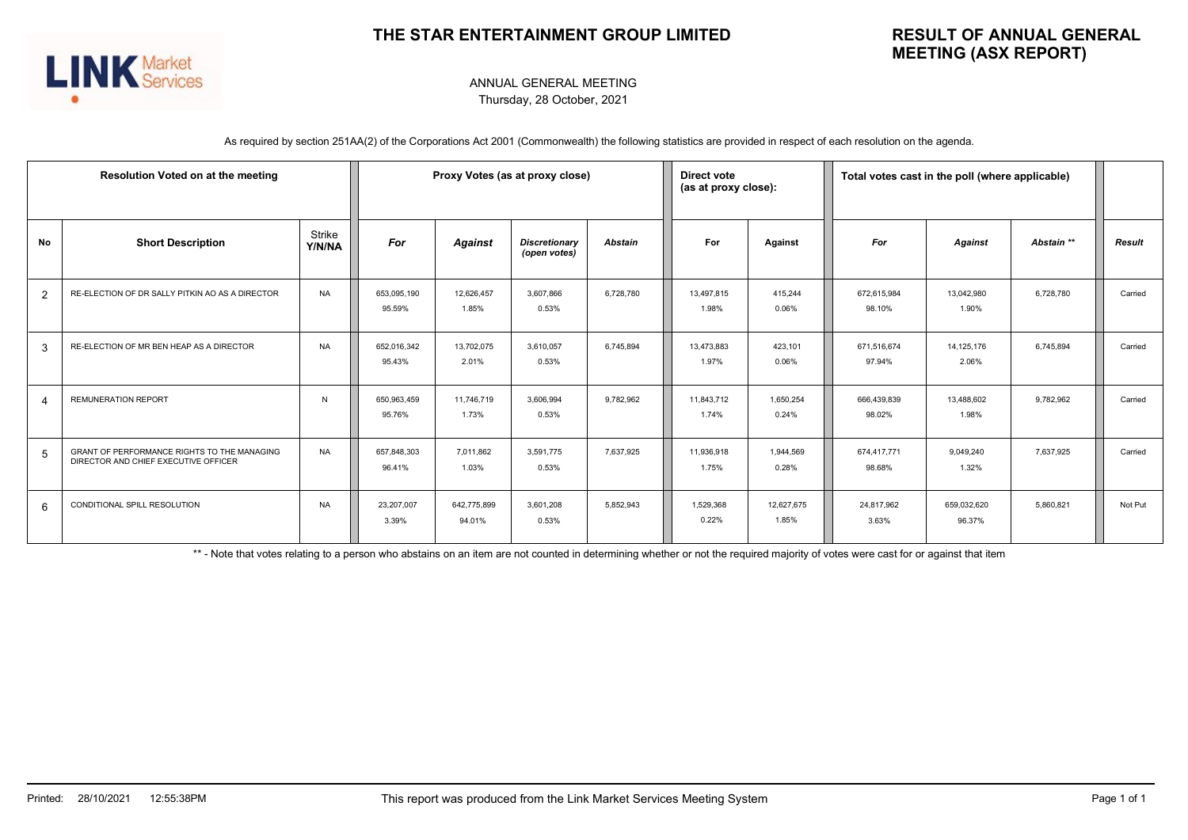# THE STAR ENTERTAINMENT GROUP LIMITED

## RESULT OF ANNUAL GENERAL MEETING (ASX REPORT)

ANNUAL GENERAL MEETING
Thursday, 28 October, 2021

As required by section 251AA(2) of the Corporations Act 2001 (Commonwealth) the following statistics are provided in respect of each resolution on the agenda.

| Resolution Voted on at the meeting | | | Proxy Votes (as at proxy close) | | | | Direct vote (as at proxy close): | | Total votes cast in the poll (where applicable) | | | |
|---|---|---|---|---|---|---|---|---|---|---|---|---|
| **No** | **Short Description** | **Strike Y/N/NA** | ***For*** | ***Against*** | ***Discretionary (open votes)*** | ***Abstain*** | **For** | **Against** | ***For*** | ***Against*** | ***Abstain \*\**** | ***Result*** |
| 2 | RE-ELECTION OF DR SALLY PITKIN AO AS A DIRECTOR | NA | 653,095,190 95.59% | 12,626,457 1.85% | 3,607,866 0.53% | 6,728,780 | 13,497,815 1.98% | 415,244 0.06% | 672,615,984 98.10% | 13,042,980 1.90% | 6,728,780 | Carried |
| 3 | RE-ELECTION OF MR BEN HEAP AS A DIRECTOR | NA | 652,016,342 95.43% | 13,702,075 2.01% | 3,610,057 0.53% | 6,745,894 | 13,473,883 1.97% | 423,101 0.06% | 671,516,674 97.94% | 14,125,176 2.06% | 6,745,894 | Carried |
| 4 | REMUNERATION REPORT | N | 650,963,459 95.76% | 11,746,719 1.73% | 3,606,994 0.53% | 9,782,962 | 11,843,712 1.74% | 1,650,254 0.24% | 666,439,839 98.02% | 13,488,602 1.98% | 9,782,962 | Carried |
| 5 | GRANT OF PERFORMANCE RIGHTS TO THE MANAGING DIRECTOR AND CHIEF EXECUTIVE OFFICER | NA | 657,848,303 96.41% | 7,011,862 1.03% | 3,591,775 0.53% | 7,637,925 | 11,936,918 1.75% | 1,944,569 0.28% | 674,417,771 98.68% | 9,049,240 1.32% | 7,637,925 | Carried |
| 6 | CONDITIONAL SPILL RESOLUTION | NA | 23,207,007 3.39% | 642,775,899 94.01% | 3,601,208 0.53% | 5,852,943 | 1,529,368 0.22% | 12,627,675 1.85% | 24,817,962 3.63% | 659,032,620 96.37% | 5,860,821 | Not Put |

** - Note that votes relating to a person who abstains on an item are not counted in determining whether or not the required majority of votes were cast for or against that item

Printed: 28/10/2021 12:55:38PM

This report was produced from the Link Market Services Meeting System